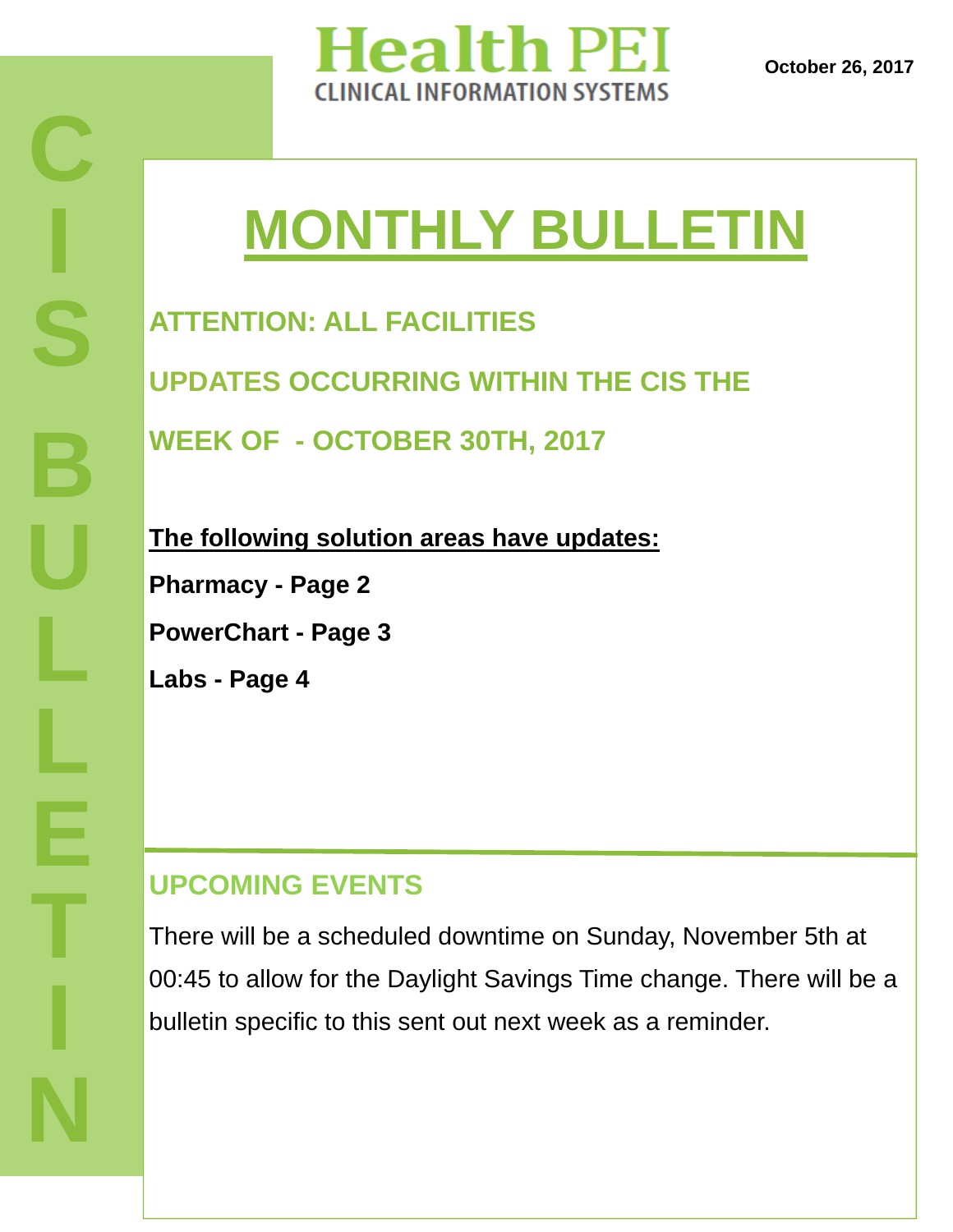Health PEI
CLINICAL INFORMATION SYSTEMS

**October 26, 2017**

CIS BULLETIN

# MONTHLY BULLETIN

## ATTENTION: ALL FACILITIES

## UPDATES OCCURRING WITHIN THE CIS THE WEEK OF - OCTOBER 30TH, 2017

**The following solution areas have updates:**

**Pharmacy - Page 2**

**PowerChart - Page 3**

**Labs - Page 4**

## UPCOMING EVENTS

There will be a scheduled downtime on Sunday, November 5th at 00:45 to allow for the Daylight Savings Time change. There will be a bulletin specific to this sent out next week as a reminder.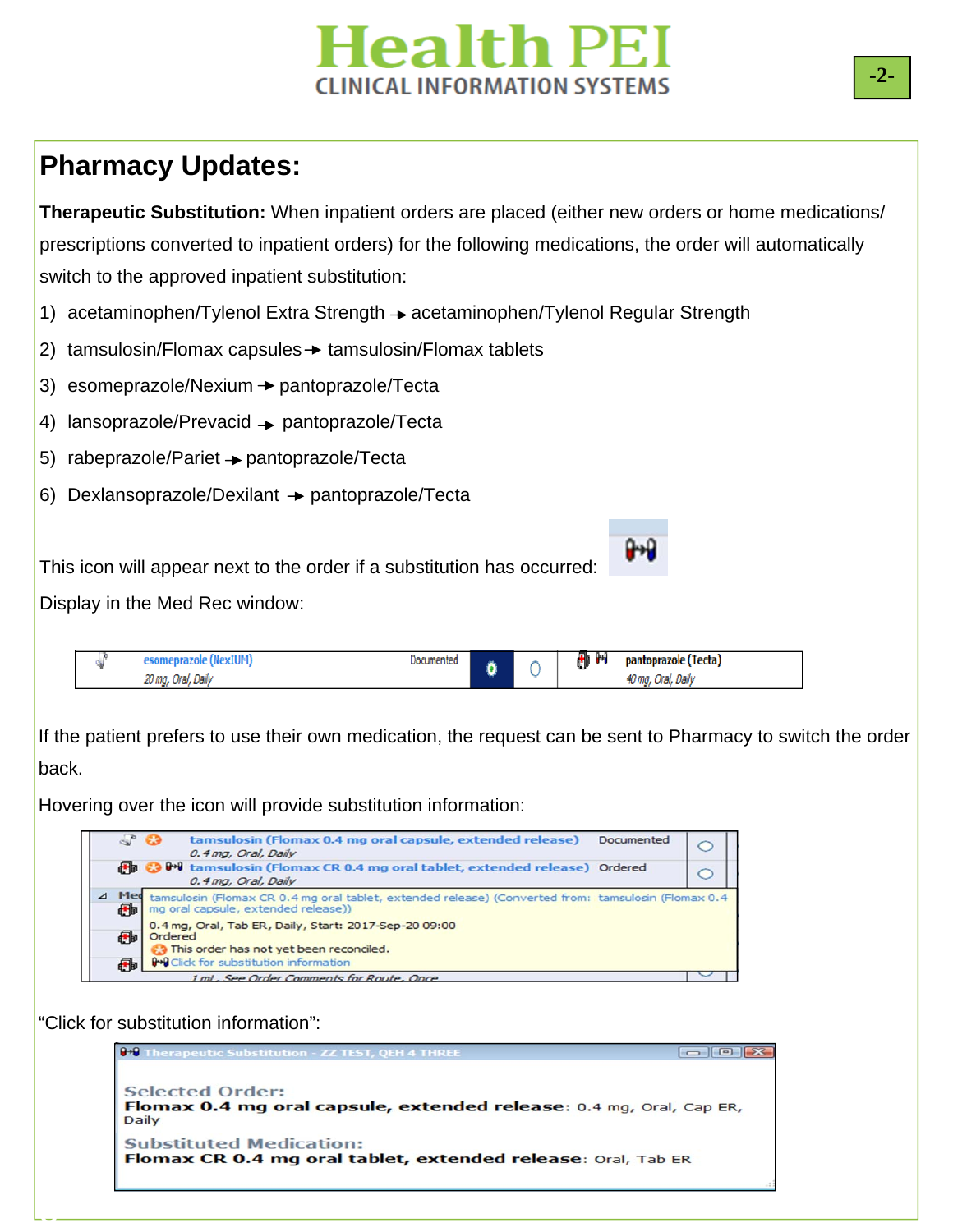# Pharmacy Updates:

**Therapeutic Substitution:** When inpatient orders are placed (either new orders or home medications/ prescriptions converted to inpatient orders) for the following medications, the order will automatically switch to the approved inpatient substitution:

1) acetaminophen/Tylenol Extra Strength → acetaminophen/Tylenol Regular Strength
2) tamsulosin/Flomax capsules → tamsulosin/Flomax tablets
3) esomeprazole/Nexium → pantoprazole/Tecta
4) lansoprazole/Prevacid → pantoprazole/Tecta
5) rabeprazole/Pariet → pantoprazole/Tecta
6) Dexlansoprazole/Dexilant → pantoprazole/Tecta

This icon will appear next to the order if a substitution has occurred:

Display in the Med Rec window:

If the patient prefers to use their own medication, the request can be sent to Pharmacy to switch the order back.

Hovering over the icon will provide substitution information:

"Click for substitution information":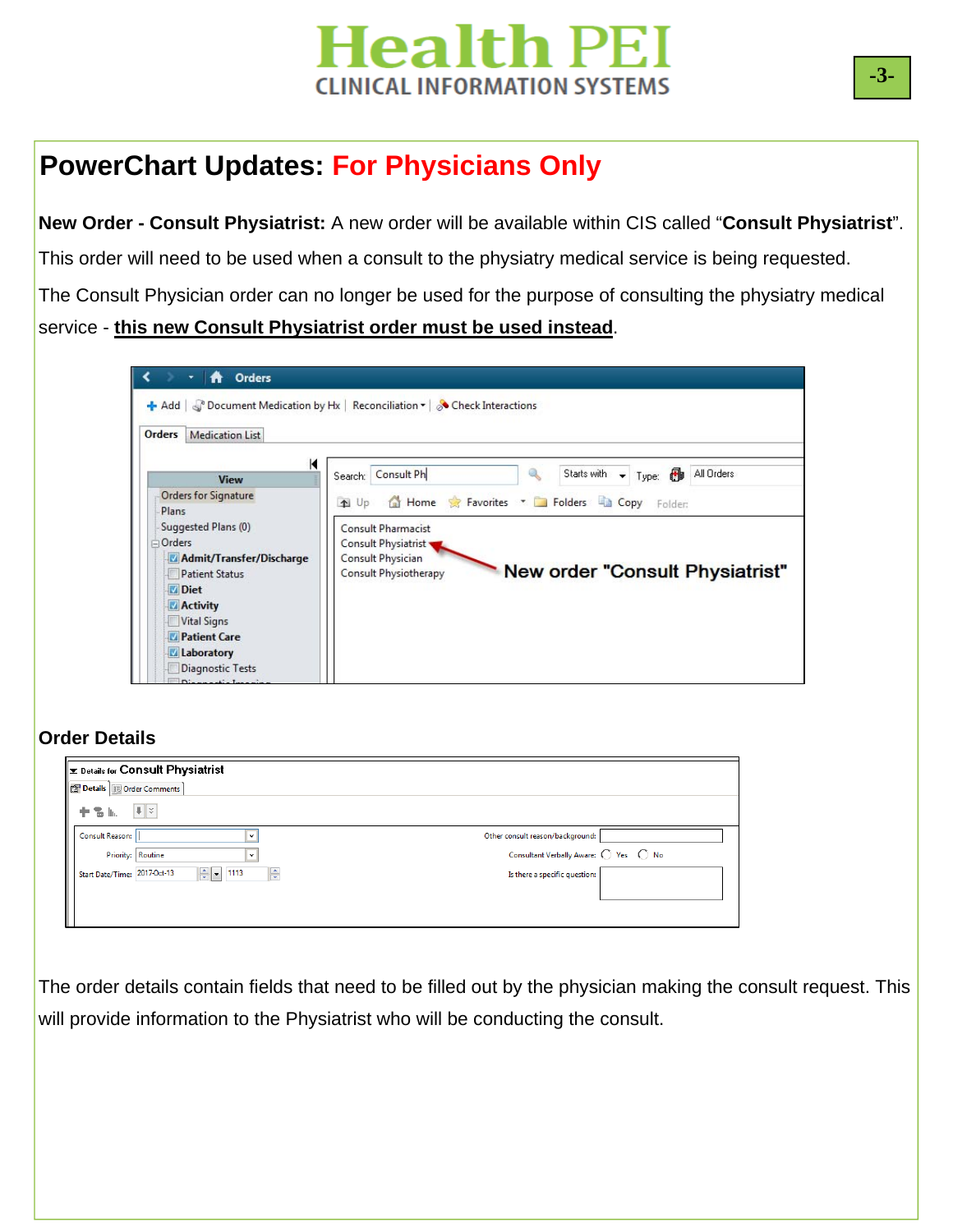## PowerChart Updates: For Physicians Only

**New Order - Consult Physiatrist:** A new order will be available within CIS called "**Consult Physiatrist**".

This order will need to be used when a consult to the physiatry medical service is being requested.

The Consult Physician order can no longer be used for the purpose of consulting the physiatry medical service - **this new Consult Physiatrist order must be used instead**.

### Order Details

The order details contain fields that need to be filled out by the physician making the consult request. This will provide information to the Physiatrist who will be conducting the consult.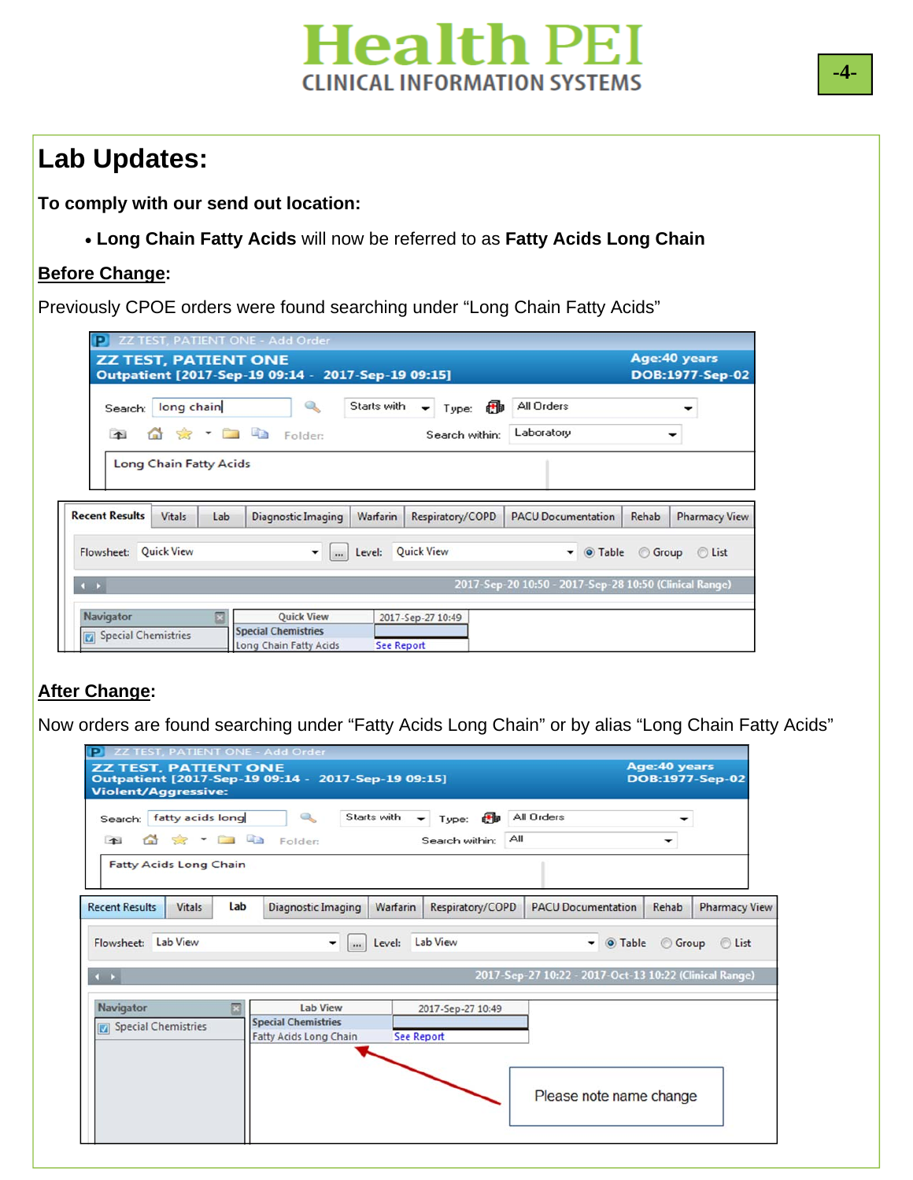## Lab Updates:

**To comply with our send out location:**

- **Long Chain Fatty Acids** will now be referred to as **Fatty Acids Long Chain**

**Before Change:**

Previously CPOE orders were found searching under “Long Chain Fatty Acids”

**After Change:**

Now orders are found searching under “Fatty Acids Long Chain” or by alias “Long Chain Fatty Acids”

Please note name change